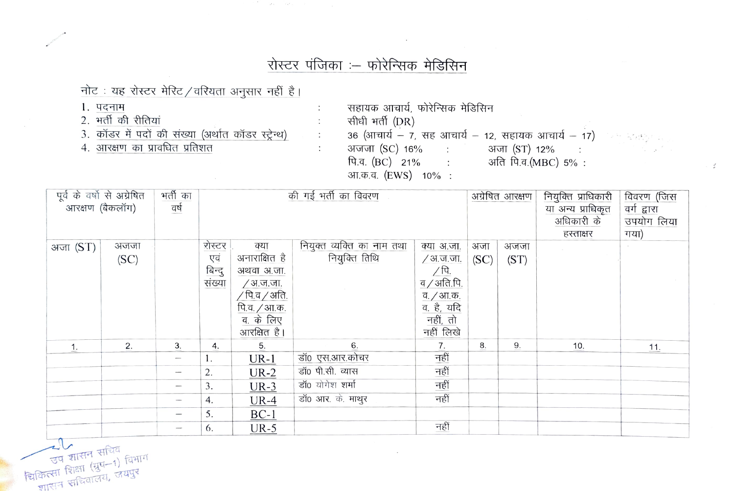# रोस्टर पंजिका :– फोरेन्सिक मेडिसिन

नोट : यह रोस्टर मेरिट / वरियता अनुसार नहीं है।

1. पदनाम : सहायक आचार्य, फोरेन्सिक मेडिसिन
2. भर्ती की रीतियां : सीधी भर्ती (DR)
3. कॉडर में पदों की संख्या (अर्थात कॉडर स्ट्रेन्थ) : 36 (आचार्य – 7, सह आचार्य – 12, सहायक आचार्य – 17)
4. आरक्षण का प्रावधित प्रतिशत : अजजा (SC) 16% : अजा (ST) 12% :
   पि.व. (BC) 21% : अति पि.व.(MBC) 5% :
   आ.क.व. (EWS) 10% :

| पूर्व के वर्षो से अग्रेषित आरक्षण (बैकलॉग) | | भर्ती का वर्ष | की गई भर्ती का विवरण | | | | अग्रेषित आरक्षण | | नियुक्ति प्राधिकारी या अन्य प्राधिकृत अधिकारी के हस्ताक्षर | विवरण (जिस वर्ग द्वारा उपयोग लिया गया) |
|---|---|---|---|---|---|---|---|---|---|---|
| अजा (ST) | अजजा (SC) | | रोस्टर एवं बिन्दु संख्या | क्या अनाराक्षित है अथवा अ.जा. / अ.ज.जा. / पि.व / अति. पि.व. / आ.क. व. के लिए आरक्षित है। | नियुक्त व्यक्ति का नाम तथा नियुक्ति तिथि | क्या अ.जा. / अ.ज.जा. / पि. व / अति.पि. व. / आ.क. व. है, यदि नहीं, तो नहीं लिखे | अजा (SC) | अजजा (ST) | | |
| 1. | 2. | 3. | 4. | 5. | 6. | 7. | 8. | 9. | 10. | 11. |
| | | – | 1. | UR-1 | डॉ0 एस.आर.कोचर | नहीं | | | | |
| | | – | 2. | UR-2 | डॉ0 पी.सी. व्यास | नहीं | | | | |
| | | – | 3. | UR-3 | डॉ0 योगेश शर्मा | नहीं | | | | |
| | | – | 4. | UR-4 | डॉ0 आर. के. माथुर | नहीं | | | | |
| | | – | 5. | BC-1 | | | | | | |
| | | – | 6. | UR-5 | | नहीं | | | | |

उप शासन सचिव
चिकित्सा शिक्षा (ग्रुप–1) विभाग
शासन सचिवालय, जयपुर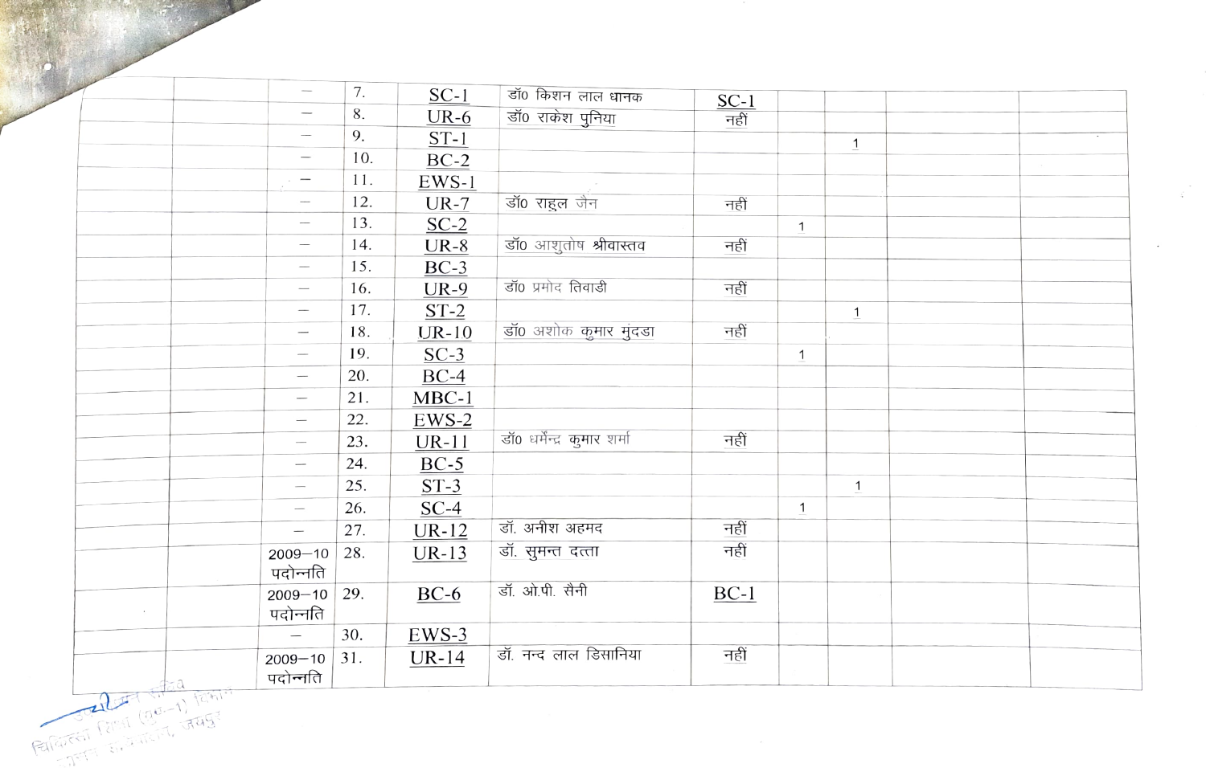| | | | | | | | | | | |
|---|---|---|---|---|---|---|---|---|---|---|
| | | — | 7. | SC-1 | डॉ0 किशन लाल धानक | SC-1 | | | | |
| | | — | 8. | UR-6 | डॉ0 राकेश पुनिया | नहीं | | | | |
| | | — | 9. | ST-1 | | | | 1 | | |
| | | — | 10. | BC-2 | | | | | | |
| | | — | 11. | EWS-1 | | | | | | |
| | | — | 12. | UR-7 | डॉ0 राहुल जैन | नहीं | | | | |
| | | — | 13. | SC-2 | | | 1 | | | |
| | | — | 14. | UR-8 | डॉ0 आशुतोष श्रीवास्तव | नहीं | | | | |
| | | — | 15. | BC-3 | | | | | | |
| | | — | 16. | UR-9 | डॉ0 प्रमोद तिवाडी | नहीं | | | | |
| | | — | 17. | ST-2 | | | | 1 | | |
| | | — | 18. | UR-10 | डॉ0 अशोक कुमार मुंदडा | नहीं | | | | |
| | | — | 19. | SC-3 | | | 1 | | | |
| | | — | 20. | BC-4 | | | | | | |
| | | — | 21. | MBC-1 | | | | | | |
| | | — | 22. | EWS-2 | | | | | | |
| | | — | 23. | UR-11 | डॉ0 धर्मेन्द्र कुमार शर्मा | नहीं | | | | |
| | | — | 24. | BC-5 | | | | | | |
| | | — | 25. | ST-3 | | | | 1 | | |
| | | — | 26. | SC-4 | | | 1 | | | |
| | | — | 27. | UR-12 | डॉ. अनीश अहमद | नहीं | | | | |
| | | 2009–10 पदोन्नति | 28. | UR-13 | डॉ. सुमन्त दत्ता | नहीं | | | | |
| | | 2009–10 पदोन्नति | 29. | BC-6 | डॉ. ओ.पी. सैनी | BC-1 | | | | |
| | | — | 30. | EWS-3 | | | | | | |
| | | 2009–10 पदोन्नति | 31. | UR-14 | डॉ. नन्द लाल डिसानिया | नहीं | | | | |

उप शासन सचिव
चिकित्सा शिक्षा (ग्रुप-1) विभाग
राजस्थान सरकार, जयपुर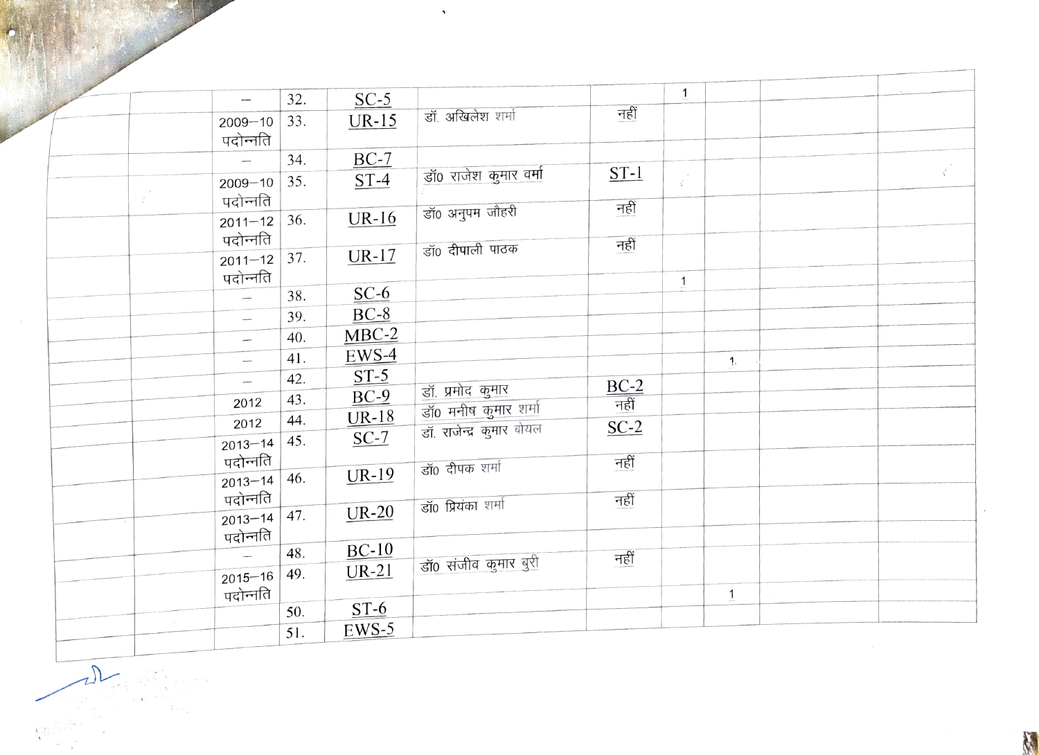| | | | | | | | | | | |
|---|---|---|---|---|---|---|---|---|---|---|
| | | — | 32. | SC-5 | | | 1 | | | |
| | | 2009—10 पदोन्नति | 33. | UR-15 | डॉ. अखिलेश शर्मा | नहीं | | | | |
| | | — | 34. | BC-7 | | | | | | |
| | | 2009—10 पदोन्नति | 35. | ST-4 | डॉ0 राजेश कुमार वर्मा | ST-1 | | | | |
| | | 2011—12 पदोन्नति | 36. | UR-16 | डॉ0 अनुपम जौहरी | नहीं | | | | |
| | | 2011—12 पदोन्नति | 37. | UR-17 | डॉ0 दीपाली पाठक | नहीं | | | | |
| | | — | 38. | SC-6 | | | 1 | | | |
| | | — | 39. | BC-8 | | | | | | |
| | | — | 40. | MBC-2 | | | | | | |
| | | — | 41. | EWS-4 | | | | 1 | | |
| | | — | 42. | ST-5 | | | | | | |
| | | 2012 | 43. | BC-9 | डॉ. प्रमोद कुमार | BC-2 | | | | |
| | | 2012 | 44. | UR-18 | डॉ0 मनीष कुमार शर्मा | नहीं | | | | |
| | | 2013—14 पदोन्नति | 45. | SC-7 | डॉ. राजेन्द्र कुमार बोयल | SC-2 | | | | |
| | | 2013—14 पदोन्नति | 46. | UR-19 | डॉ0 दीपक शर्मा | नहीं | | | | |
| | | 2013—14 पदोन्नति | 47. | UR-20 | डॉ0 प्रियंका शर्मा | नहीं | | | | |
| | | — | 48. | BC-10 | | | | | | |
| | | 2015—16 पदोन्नति | 49. | UR-21 | डॉ0 संजीव कुमार बुरी | नहीं | | | | |
| | | | 50. | ST-6 | | | | 1 | | |
| | | | 51. | EWS-5 | | | | | | |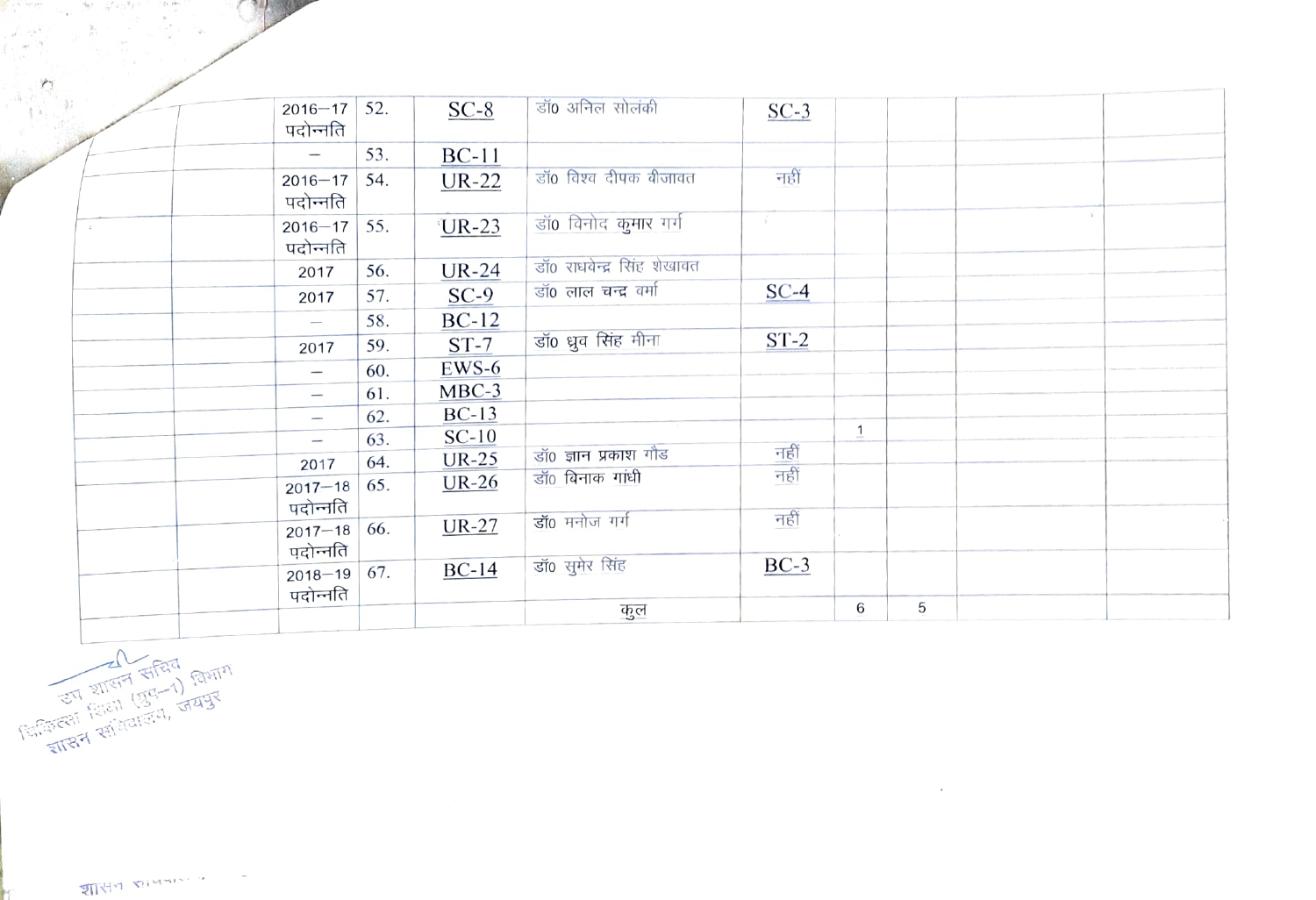| | | | | | | | | | | |
|---|---|---|---|---|---|---|---|---|---|---|
| | | 2016—17 पदोन्नति | 52. | SC-8 | डॉ० अनिल सोलंकी | SC-3 | | | | |
| | | — | 53. | BC-11 | | | | | | |
| | | 2016—17 पदोन्नति | 54. | UR-22 | डॉ० विश्व दीपक बीजावत | नहीं | | | | |
| | | 2016—17 पदोन्नति | 55. | UR-23 | डॉ० विनोद कुमार गर्ग | | | | | |
| | | 2017 | 56. | UR-24 | डॉ० राघवेन्द्र सिंह शेखावत | | | | | |
| | | 2017 | 57. | SC-9 | डॉ० लाल चन्द्र वर्मा | SC-4 | | | | |
| | | — | 58. | BC-12 | | | | | | |
| | | 2017 | 59. | ST-7 | डॉ० ध्रुव सिंह मीना | ST-2 | | | | |
| | | — | 60. | EWS-6 | | | | | | |
| | | — | 61. | MBC-3 | | | | | | |
| | | — | 62. | BC-13 | | | | | | |
| | | — | 63. | SC-10 | | | 1 | | | |
| | | 2017 | 64. | UR-25 | डॉ० ज्ञान प्रकाश गौड | नहीं | | | | |
| | | 2017—18 पदोन्नति | 65. | UR-26 | डॉ० बिनाक गांधी | नहीं | | | | |
| | | 2017—18 पदोन्नति | 66. | UR-27 | डॉ० मनोज गर्ग | नहीं | | | | |
| | | 2018—19 पदोन्नति | 67. | BC-14 | डॉ० सुमेर सिंह | BC-3 | | | | |
| | | | | | कुल | | 6 | 5 | | |

उप शासन सचिव
चिकित्सा शिक्षा (ग्रुप—1) विभाग
शासन सचिवालय, जयपुर